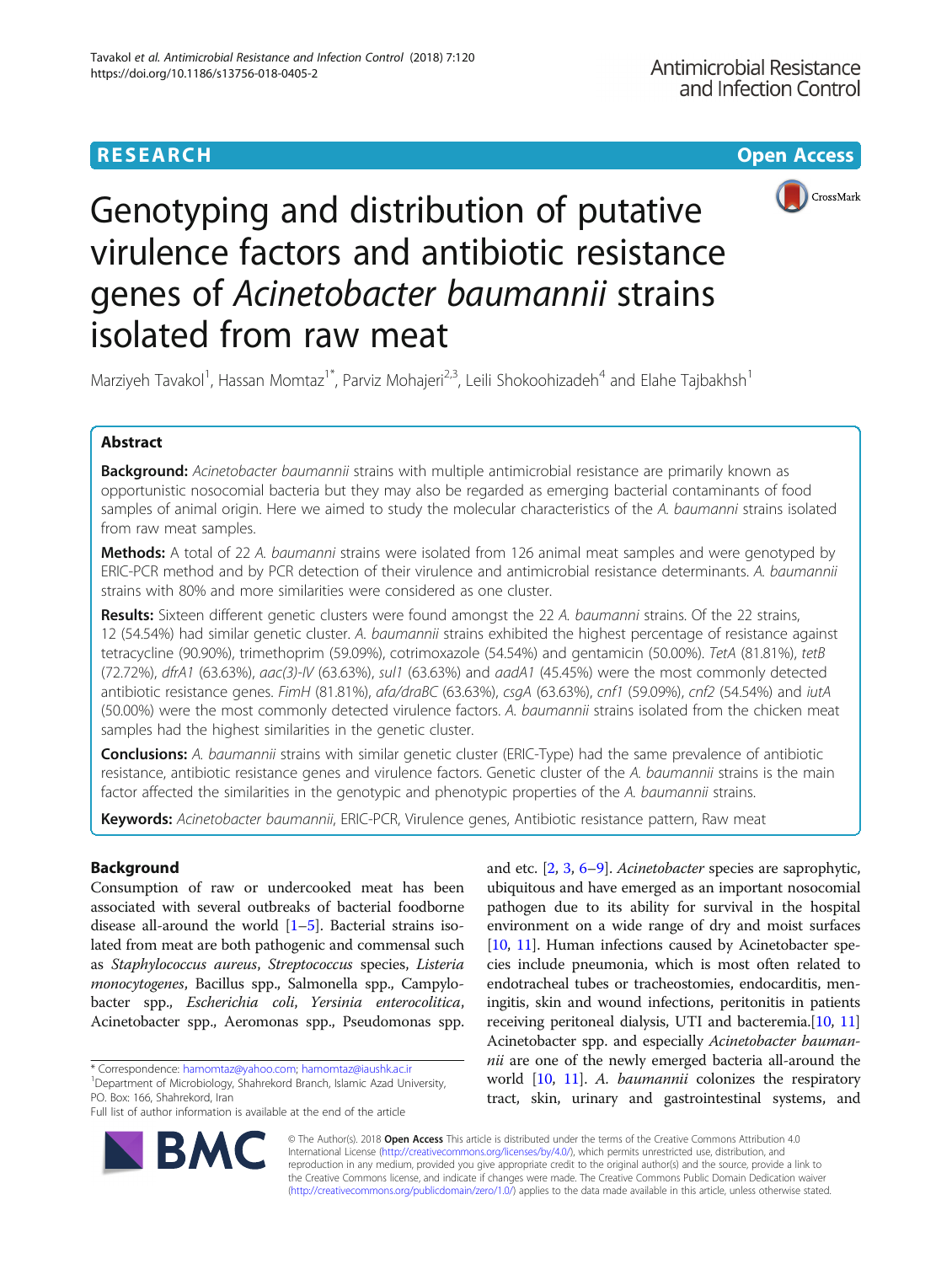**RESEARCH** **Open Access**

# Genotyping and distribution of putative virulence factors and antibiotic resistance genes of *Acinetobacter baumannii* strains isolated from raw meat

Marziyeh Tavakol[1], Hassan Momtaz[1*], Parviz Mohajeri[2,3], Leili Shokoohizadeh[4] and Elahe Tajbakhsh[1]

## Abstract

**Background:** *Acinetobacter baumannii* strains with multiple antimicrobial resistance are primarily known as opportunistic nosocomial bacteria but they may also be regarded as emerging bacterial contaminants of food samples of animal origin. Here we aimed to study the molecular characteristics of the *A. baumanni* strains isolated from raw meat samples.

**Methods:** A total of 22 *A. baumanni* strains were isolated from 126 animal meat samples and were genotyped by ERIC-PCR method and by PCR detection of their virulence and antimicrobial resistance determinants. *A. baumannii* strains with 80% and more similarities were considered as one cluster.

**Results:** Sixteen different genetic clusters were found amongst the 22 *A. baumanni* strains. Of the 22 strains, 12 (54.54%) had similar genetic cluster. *A. baumannii* strains exhibited the highest percentage of resistance against tetracycline (90.90%), trimethoprim (59.09%), cotrimoxazole (54.54%) and gentamicin (50.00%). *TetA* (81.81%), *tetB* (72.72%), *dfrA1* (63.63%), *aac(3)-IV* (63.63%), *sul1* (63.63%) and *aadA1* (45.45%) were the most commonly detected antibiotic resistance genes. *FimH* (81.81%), *afa/draBC* (63.63%), *csgA* (63.63%), *cnf1* (59.09%), *cnf2* (54.54%) and *iutA* (50.00%) were the most commonly detected virulence factors. *A. baumannii* strains isolated from the chicken meat samples had the highest similarities in the genetic cluster.

**Conclusions:** *A. baumannii* strains with similar genetic cluster (ERIC-Type) had the same prevalence of antibiotic resistance, antibiotic resistance genes and virulence factors. Genetic cluster of the *A. baumannii* strains is the main factor affected the similarities in the genotypic and phenotypic properties of the *A. baumannii* strains.

**Keywords:** *Acinetobacter baumannii*, ERIC-PCR, Virulence genes, Antibiotic resistance pattern, Raw meat

## Background

Consumption of raw or undercooked meat has been associated with several outbreaks of bacterial foodborne disease all-around the world [1–5]. Bacterial strains isolated from meat are both pathogenic and commensal such as *Staphylococcus aureus*, *Streptococcus* species, *Listeria monocytogenes*, Bacillus spp., Salmonella spp., Campylobacter spp., *Escherichia coli*, *Yersinia enterocolitica*, Acinetobacter spp., Aeromonas spp., Pseudomonas spp. and etc. [2, 3, 6–9]. *Acinetobacter* species are saprophytic, ubiquitous and have emerged as an important nosocomial pathogen due to its ability for survival in the hospital environment on a wide range of dry and moist surfaces [10, 11]. Human infections caused by Acinetobacter species include pneumonia, which is most often related to endotracheal tubes or tracheostomies, endocarditis, meningitis, skin and wound infections, peritonitis in patients receiving peritoneal dialysis, UTI and bacteremia.[10, 11] Acinetobacter spp. and especially *Acinetobacter baumannii* are one of the newly emerged bacteria all-around the world [10, 11]. *A. baumannii* colonizes the respiratory tract, skin, urinary and gastrointestinal systems, and

\* Correspondence: hamomtaz@yahoo.com; hamomtaz@iaushk.ac.ir
[1]Department of Microbiology, Shahrekord Branch, Islamic Azad University, PO. Box: 166, Shahrekord, Iran
Full list of author information is available at the end of the article

© The Author(s). 2018 **Open Access** This article is distributed under the terms of the Creative Commons Attribution 4.0 International License (http://creativecommons.org/licenses/by/4.0/), which permits unrestricted use, distribution, and reproduction in any medium, provided you give appropriate credit to the original author(s) and the source, provide a link to the Creative Commons license, and indicate if changes were made. The Creative Commons Public Domain Dedication waiver (http://creativecommons.org/publicdomain/zero/1.0/) applies to the data made available in this article, unless otherwise stated.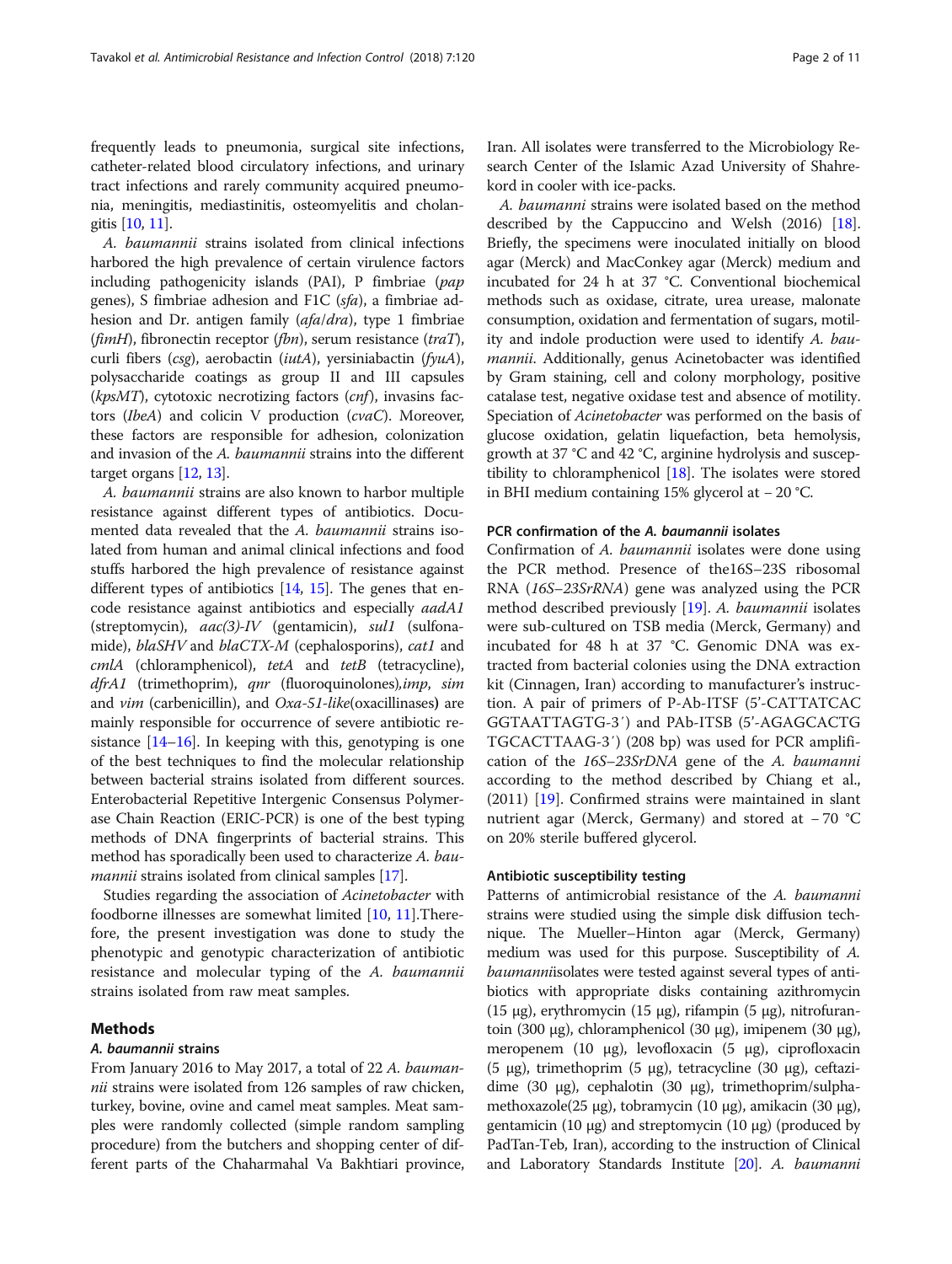frequently leads to pneumonia, surgical site infections, catheter-related blood circulatory infections, and urinary tract infections and rarely community acquired pneumonia, meningitis, mediastinitis, osteomyelitis and cholangitis [10, 11].

*A. baumannii* strains isolated from clinical infections harbored the high prevalence of certain virulence factors including pathogenicity islands (PAI), P fimbriae (*pap* genes), S fimbriae adhesion and F1C (*sfa*), a fimbriae adhesion and Dr. antigen family (*afa/dra*), type 1 fimbriae (*fimH*), fibronectin receptor (*fbn*), serum resistance (*traT*), curli fibers (*csg*), aerobactin (*iutA*), yersiniabactin (*fyuA*), polysaccharide coatings as group II and III capsules (*kpsMT*), cytotoxic necrotizing factors (*cnf*), invasins factors (*IbeA*) and colicin V production (*cvaC*). Moreover, these factors are responsible for adhesion, colonization and invasion of the *A. baumannii* strains into the different target organs [12, 13].

*A. baumannii* strains are also known to harbor multiple resistance against different types of antibiotics. Documented data revealed that the *A. baumannii* strains isolated from human and animal clinical infections and food stuffs harbored the high prevalence of resistance against different types of antibiotics [14, 15]. The genes that encode resistance against antibiotics and especially *aadA1* (streptomycin), *aac(3)-IV* (gentamicin), *sul1* (sulfonamide), *blaSHV* and *blaCTX-M* (cephalosporins), *cat1* and *cmlA* (chloramphenicol), *tetA* and *tetB* (tetracycline), *dfrA1* (trimethoprim), *qnr* (fluoroquinolones),*imp*, *sim* and *vim* (carbenicillin), and *Oxa-51-like*(oxacillinases) are mainly responsible for occurrence of severe antibiotic resistance [14–16]. In keeping with this, genotyping is one of the best techniques to find the molecular relationship between bacterial strains isolated from different sources. Enterobacterial Repetitive Intergenic Consensus Polymerase Chain Reaction (ERIC-PCR) is one of the best typing methods of DNA fingerprints of bacterial strains. This method has sporadically been used to characterize *A. baumannii* strains isolated from clinical samples [17].

Studies regarding the association of *Acinetobacter* with foodborne illnesses are somewhat limited [10, 11].Therefore, the present investigation was done to study the phenotypic and genotypic characterization of antibiotic resistance and molecular typing of the *A. baumannii* strains isolated from raw meat samples.

## Methods

### *A. baumannii* strains

From January 2016 to May 2017, a total of 22 *A. baumannii* strains were isolated from 126 samples of raw chicken, turkey, bovine, ovine and camel meat samples. Meat samples were randomly collected (simple random sampling procedure) from the butchers and shopping center of different parts of the Chaharmahal Va Bakhtiari province, Iran. All isolates were transferred to the Microbiology Research Center of the Islamic Azad University of Shahrekord in cooler with ice-packs.

*A. baumanni* strains were isolated based on the method described by the Cappuccino and Welsh (2016) [18]. Briefly, the specimens were inoculated initially on blood agar (Merck) and MacConkey agar (Merck) medium and incubated for 24 h at 37 °C. Conventional biochemical methods such as oxidase, citrate, urea urease, malonate consumption, oxidation and fermentation of sugars, motility and indole production were used to identify *A. baumannii*. Additionally, genus Acinetobacter was identified by Gram staining, cell and colony morphology, positive catalase test, negative oxidase test and absence of motility. Speciation of *Acinetobacter* was performed on the basis of glucose oxidation, gelatin liquefaction, beta hemolysis, growth at 37 °C and 42 °C, arginine hydrolysis and susceptibility to chloramphenicol [18]. The isolates were stored in BHI medium containing 15% glycerol at − 20 °C.

### PCR confirmation of the *A. baumanni* isolates

Confirmation of *A. baumanni* isolates were done using the PCR method. Presence of the16S–23S ribosomal RNA (*16S–23SrRNA*) gene was analyzed using the PCR method described previously [19]. *A. baumanni* isolates were sub-cultured on TSB media (Merck, Germany) and incubated for 48 h at 37 °C. Genomic DNA was extracted from bacterial colonies using the DNA extraction kit (Cinnagen, Iran) according to manufacturer's instruction. A pair of primers of P-Ab-ITSF (5'-CATTATCAC GGTAATTAGTG-3′) and PAb-ITSB (5'-AGAGCACTG TGCACTTAAG-3′) (208 bp) was used for PCR amplification of the *16S–23SrDNA* gene of the *A. baumanni* according to the method described by Chiang et al., (2011) [19]. Confirmed strains were maintained in slant nutrient agar (Merck, Germany) and stored at − 70 °C on 20% sterile buffered glycerol.

### Antibiotic susceptibility testing

Patterns of antimicrobial resistance of the *A. baumanni* strains were studied using the simple disk diffusion technique. The Mueller–Hinton agar (Merck, Germany) medium was used for this purpose. Susceptibility of *A. baumanni*isolates were tested against several types of antibiotics with appropriate disks containing azithromycin (15 μg), erythromycin (15 μg), rifampin (5 μg), nitrofurantoin (300 μg), chloramphenicol (30 μg), imipenem (30 μg), meropenem (10 μg), levofloxacin (5 μg), ciprofloxacin (5 μg), trimethoprim (5 μg), tetracycline (30 μg), ceftazidime (30 μg), cephalotin (30 μg), trimethoprim/sulphamethoxazole(25 μg), tobramycin (10 μg), amikacin (30 μg), gentamicin (10 μg) and streptomycin (10 μg) (produced by PadTan-Teb, Iran), according to the instruction of Clinical and Laboratory Standards Institute [20]. *A. baumanni*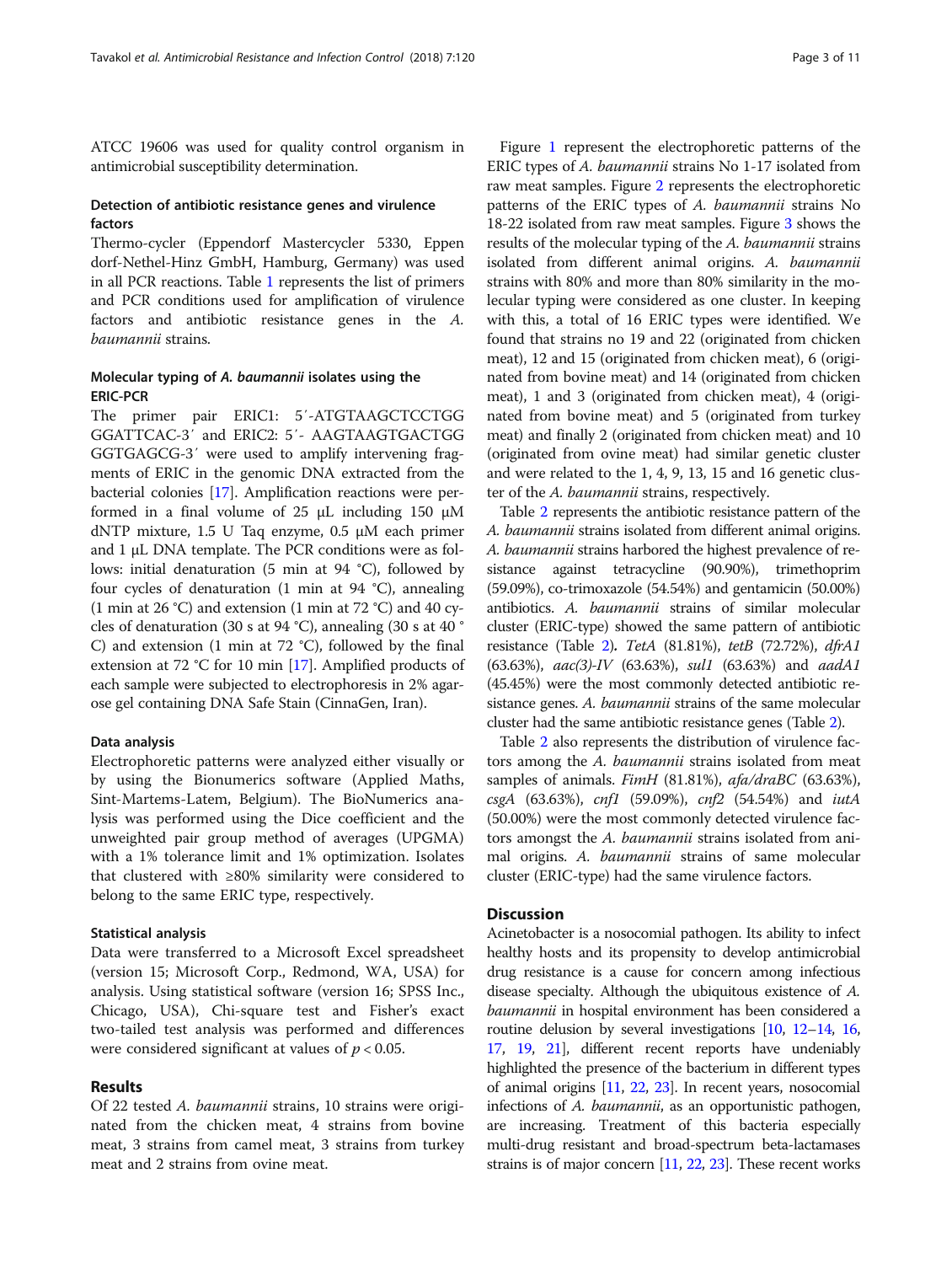ATCC 19606 was used for quality control organism in antimicrobial susceptibility determination.

### Detection of antibiotic resistance genes and virulence factors

Thermo-cycler (Eppendorf Mastercycler 5330, Eppendorf-Nethel-Hinz GmbH, Hamburg, Germany) was used in all PCR reactions. Table 1 represents the list of primers and PCR conditions used for amplification of virulence factors and antibiotic resistance genes in the *A. baumannii* strains.

### Molecular typing of *A. baumannii* isolates using the ERIC-PCR

The primer pair ERIC1: 5′-ATGTAAGCTCCTGGGGATTCAC-3′ and ERIC2: 5′- AAGTAAGTGACTGGGGTGAGCG-3′ were used to amplify intervening fragments of ERIC in the genomic DNA extracted from the bacterial colonies [17]. Amplification reactions were performed in a final volume of 25 μL including 150 μM dNTP mixture, 1.5 U Taq enzyme, 0.5 μM each primer and 1 μL DNA template. The PCR conditions were as follows: initial denaturation (5 min at 94 °C), followed by four cycles of denaturation (1 min at 94 °C), annealing (1 min at 26 °C) and extension (1 min at 72 °C) and 40 cycles of denaturation (30 s at 94 °C), annealing (30 s at 40 °C) and extension (1 min at 72 °C), followed by the final extension at 72 °C for 10 min [17]. Amplified products of each sample were subjected to electrophoresis in 2% agarose gel containing DNA Safe Stain (CinnaGen, Iran).

### Data analysis

Electrophoretic patterns were analyzed either visually or by using the Bionumerics software (Applied Maths, Sint-Martems-Latem, Belgium). The BioNumerics analysis was performed using the Dice coefficient and the unweighted pair group method of averages (UPGMA) with a 1% tolerance limit and 1% optimization. Isolates that clustered with ≥80% similarity were considered to belong to the same ERIC type, respectively.

### Statistical analysis

Data were transferred to a Microsoft Excel spreadsheet (version 15; Microsoft Corp., Redmond, WA, USA) for analysis. Using statistical software (version 16; SPSS Inc., Chicago, USA), Chi-square test and Fisher's exact two-tailed test analysis was performed and differences were considered significant at values of $p < 0.05$.

## Results

Of 22 tested *A. baumannii* strains, 10 strains were originated from the chicken meat, 4 strains from bovine meat, 3 strains from camel meat, 3 strains from turkey meat and 2 strains from ovine meat.

Figure 1 represent the electrophoretic patterns of the ERIC types of *A. baumannii* strains No 1-17 isolated from raw meat samples. Figure 2 represents the electrophoretic patterns of the ERIC types of *A. baumannii* strains No 18-22 isolated from raw meat samples. Figure 3 shows the results of the molecular typing of the *A. baumannii* strains isolated from different animal origins. *A. baumannii* strains with 80% and more than 80% similarity in the molecular typing were considered as one cluster. In keeping with this, a total of 16 ERIC types were identified. We found that strains no 19 and 22 (originated from chicken meat), 12 and 15 (originated from chicken meat), 6 (originated from bovine meat) and 14 (originated from chicken meat), 1 and 3 (originated from chicken meat), 4 (originated from bovine meat) and 5 (originated from turkey meat) and finally 2 (originated from chicken meat) and 10 (originated from ovine meat) had similar genetic cluster and were related to the 1, 4, 9, 13, 15 and 16 genetic cluster of the *A. baumannii* strains, respectively.

Table 2 represents the antibiotic resistance pattern of the *A. baumannii* strains isolated from different animal origins. *A. baumannii* strains harbored the highest prevalence of resistance against tetracycline (90.90%), trimethoprim (59.09%), co-trimoxazole (54.54%) and gentamicin (50.00%) antibiotics. *A. baumannii* strains of similar molecular cluster (ERIC-type) showed the same pattern of antibiotic resistance (Table 2). *TetA* (81.81%), *tetB* (72.72%), *dfrA1* (63.63%), *aac(3)-IV* (63.63%), *sul1* (63.63%) and *aadA1* (45.45%) were the most commonly detected antibiotic resistance genes. *A. baumannii* strains of the same molecular cluster had the same antibiotic resistance genes (Table 2).

Table 2 also represents the distribution of virulence factors among the *A. baumannii* strains isolated from meat samples of animals. *FimH* (81.81%), *afa/draBC* (63.63%), *csgA* (63.63%), *cnf1* (59.09%), *cnf2* (54.54%) and *iutA* (50.00%) were the most commonly detected virulence factors amongst the *A. baumannii* strains isolated from animal origins. *A. baumannii* strains of same molecular cluster (ERIC-type) had the same virulence factors.

## Discussion

Acinetobacter is a nosocomial pathogen. Its ability to infect healthy hosts and its propensity to develop antimicrobial drug resistance is a cause for concern among infectious disease specialty. Although the ubiquitous existence of *A. baumannii* in hospital environment has been considered a routine delusion by several investigations [10, 12–14, 16, 17, 19, 21], different recent reports have undeniably highlighted the presence of the bacterium in different types of animal origins [11, 22, 23]. In recent years, nosocomial infections of *A. baumannii*, as an opportunistic pathogen, are increasing. Treatment of this bacteria especially multi-drug resistant and broad-spectrum beta-lactamases strains is of major concern [11, 22, 23]. These recent works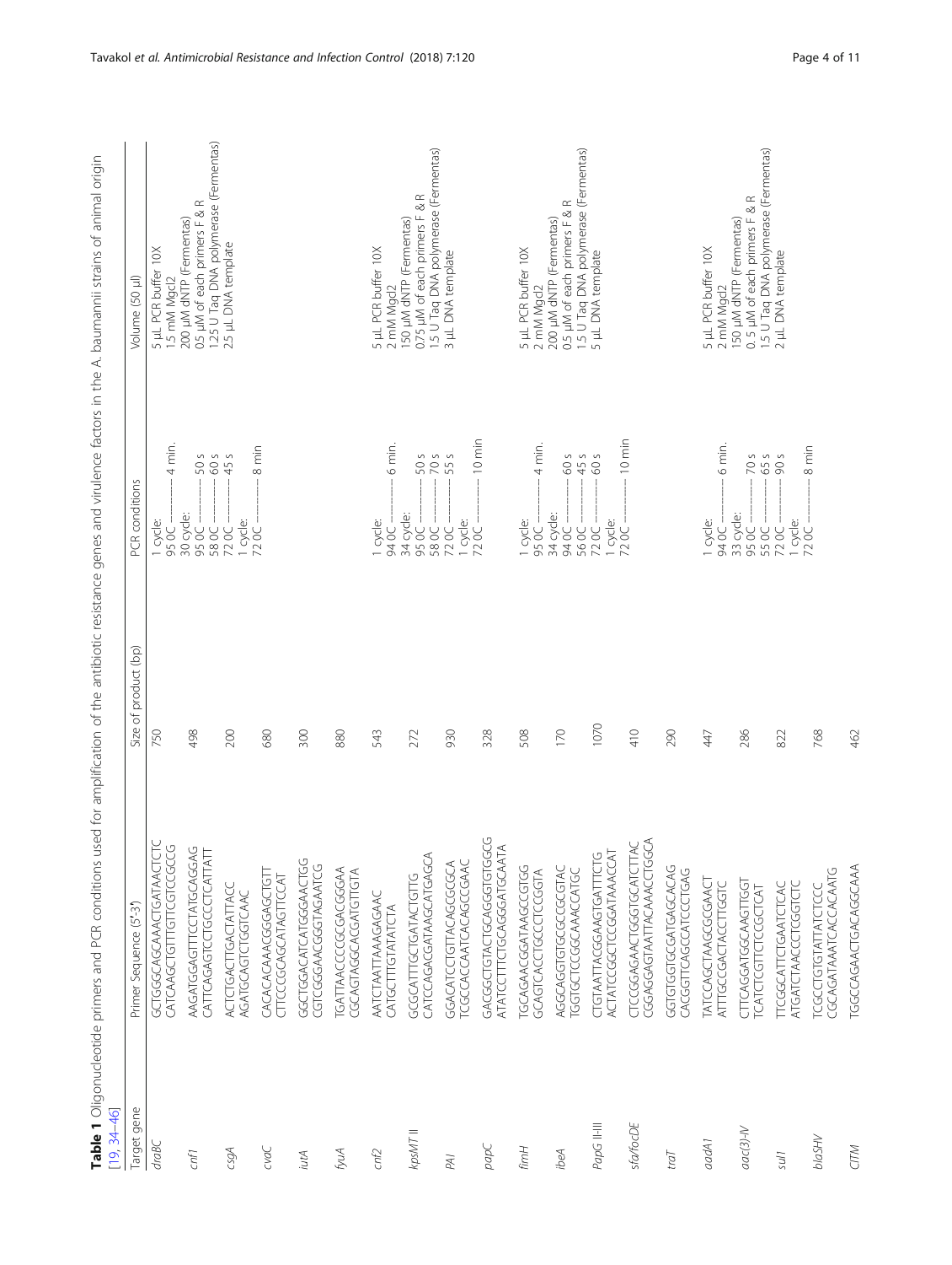**Table 1** Oligonucleotide primers and PCR conditions used for amplification of the antibiotic resistance genes and virulence factors in the A. baumannii strains of animal origin [19, 34–46]

| Target gene | Primer Sequence (5'-3') | Size of product (bp) | PCR conditions | Volume (50 μl) |
|---|---|---|---|---|
| *draBC* | GCTGGGCAGCAAACTGATAACTCTC<br>CATCAAGCTGTTTGTTCGTCCGCCG | 750 | 1 cycle:<br>95 0C ———— 4 min.<br>30 cycle:<br>95 0C ———— 50 s<br>58 0C ———— 60 s<br>72 0C ———— 45 s<br>1 cycle:<br>72 0C ———— 8 min | 5 μL PCR buffer 10X<br>1.5 mM Mgcl2<br>200 μM dNTP (Fermentas)<br>0.5 μM of each primers F & R<br>1.25 U Taq DNA polymerase (Fermentas)<br>2.5 μL DNA template |
| *cnf1* | AAGATGGAGTTTCCTATGCAGGAG<br>CATTCAGAGTCCTGCCCTCATTATT | 498 | | |
| *csgA* | ACTCTGACTTGACTATTACC<br>AGATGCAGTCTGGTCAAC | 200 | | |
| *cvaC* | CACACACAAACGGGAGCTGTT<br>CTTCCCGCAGCATAGTTCCAT | 680 | | |
| *iutA* | GGCTGGACATCATGGGAACTGG<br>CGTCGGGAACGGGTAGAATCG | 300 | | |
| *fyuA* | TGATTAACCCCGCGACGGGAA<br>CGCAGTAGGCACGATGTTGTA | 880 | | |
| *cnf2* | AATCTAATTAAAGAGAAC<br>CATGCTTTGTATATCTA | 543 | 1 cycle:<br>94 0C ———— 6 min.<br>34 cycle:<br>95 0C ———— 50 s<br>58 0C ———— 70 s<br>72 0C ———— 55 s<br>1 cycle:<br>72 0C ———— 10 min | 5 μL PCR buffer 10X<br>2 mM Mgcl2<br>150 μM dNTP (Fermentas)<br>0.75 μM of each primers F & R<br>1.5 U Taq DNA polymerase (Fermentas)<br>3 μL DNA template |
| *kpsMT* II | GCGCATTTGCTGATACTGTTG<br>CATCCAGACGATAAGCATGAGCA | 272 | | |
| *PAI* | GGACATCCTGTTACAGCGCGCA<br>TCGCCACCAATCACAGCCGAAC | 930 | | |
| *papC* | GACGGCTGTACTGCAGGGTGTGGCG<br>ATATCCTTTCTGCAGGGATGCAATA | 328 | | |
| *fimH* | TGCAGAACGGATAAGCCGTGG<br>GCAGTCACCTGCCCTCCGGTA | 508 | 1 cycle:<br>95 0C ———— 4 min.<br>34 cycle:<br>94 0C ———— 60 s<br>56 0C ———— 45 s<br>72 0C ———— 60 s<br>1 cycle:<br>72 0C ———— 10 min | 5 μL PCR buffer 10X<br>2 mM Mgcl2<br>200 μM dNTP (Fermentas)<br>0.5 μM of each primers F & R<br>1.5 U Taq DNA polymerase (Fermentas)<br>5 μL DNA template |
| *ibeA* | AGGCAGGTGTGCGCCGCGTAC<br>TGGTGCTCCGGCAAACCATGC | 170 | | |
| *PapG* II-III | CTGTAATTACGGAAGTGATTTCTG<br>ACTATCCGGCTCCGGATAAACCAT | 1070 | | |
| *sfa/focDE* | CTCCGGAGAACTGGGTGCATCTTAC<br>CGGAGGAGTAATTACAAACCTGGCA | 410 | | |
| *traT* | GGTGTGGTGCGATGAGCACAG<br>CACGGTTCAGCCATCCCTGAG | 290 | | |
| *aadA1* | TATCCAGCTAAGCGCGAACT<br>ATTTGCCGACTACCTTGGTC | 447 | 1 cycle:<br>94 0C ———— 6 min.<br>33 cycle:<br>95 0C ———— 70 s<br>55 0C ———— 65 s<br>72 0C ———— 90 s<br>1 cycle:<br>72 0C ———— 8 min | 5 μL PCR buffer 10X<br>2 mM Mgcl2<br>150 μM dNTP (Fermentas)<br>0. 5 μM of each primers F & R<br>1.5 U Taq DNA polymerase (Fermentas)<br>2 μL DNA template |
| *aac(3)-IV* | CTTCAGGATGGCAAGTTGGT<br>TCATCTCGTTCTCCGCTCAT | 286 | | |
| *sul1* | TTCGGCATTCTGAATCTCAC<br>ATGATCTAACCCTCGGTCTC | 822 | | |
| *blaSHV* | TCGCCTGTGTATTATCTCCC<br>CGCAGATAAATCACCACAATG | 768 | | |
| *CITM* | TGGCCAGAACTGACAGGCAAA | 462 | | |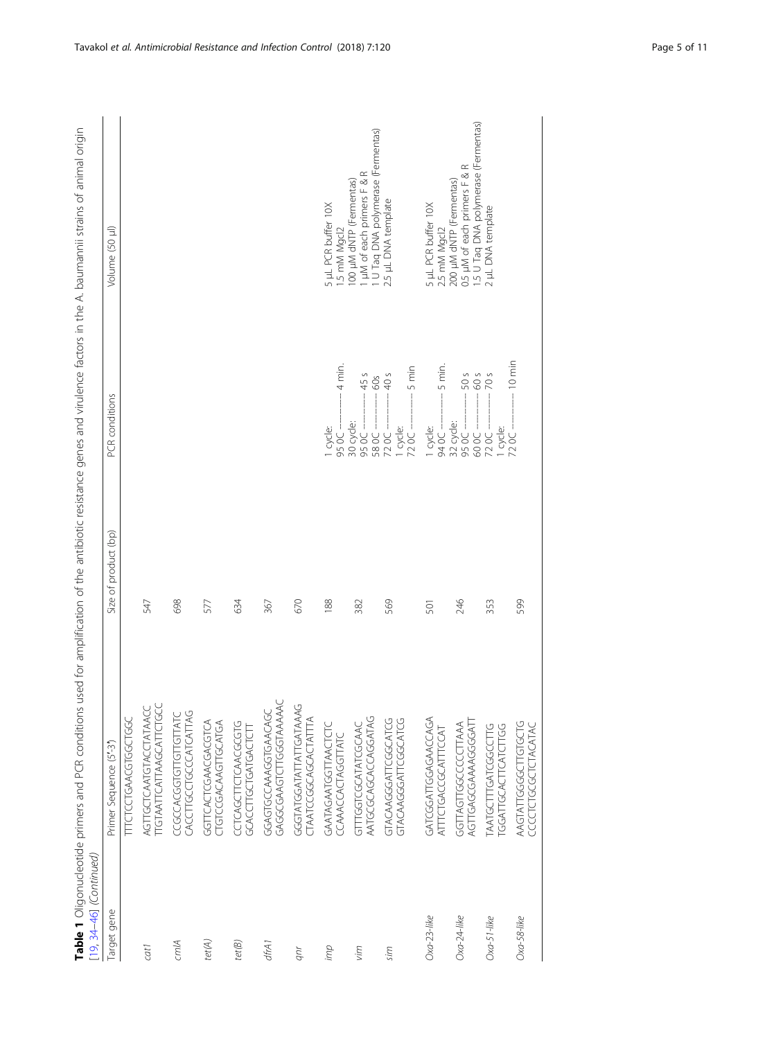**Table 1** Oligonucleotide primers and PCR conditions used for amplification of the antibiotic resistance genes and virulence factors in the A. baumannii strains of animal origin [19, 34–46] *(Continued)*

| Target gene | Primer Sequence (5'-3') | Size of product (bp) | PCR conditions | Volume (50 μl) |
|---|---|---|---|---|
| | TTTCTCCTGAACGTGGCTGGC | | | |
| *cat1* | AGTTGCTCAATGTACCTATAACC<br>TTGTAATTCATTAAGCATTCTGCC | 547 | | |
| *cmlA* | CCGCCACGGTGTTGTTGTTATC<br>CACCTTGCCTGCCCATCATTAG | 698 | | |
| *tet(A)* | GGTTCACTCGAACGACGTCA<br>CTGTCCGACAAGTTGCATGA | 577 | | |
| *tet(B)* | CCTCAGCTTCTCAACGCGTG<br>GCACCTTGCTGATGACTCTT | 634 | | |
| *dfrA1* | GGAGTGCCAAAGGTGAACAGC<br>GAGGCGAAGTCTTGGGTAAAAAC | 367 | | |
| *qnr* | GGGTATGGATATTATTGATAAAG<br>CTAATCCGGCAGCACTATTTA | 670 | | |
| *imp* | GAATAGAATGGTTAACTCTC<br>CCAAACCACTAGGTTATC | 188 | 1 cycle:<br>95 0C ——— 4 min.<br>30 cycle:<br>95 0C ——— 45 s<br>58 0C ——— 60s<br>72 0C ——— 40 s<br>1 cycle:<br>72 0C ——— 5 min | 5 μL PCR buffer 10X<br>1.5 mM Mgcl2<br>100 μM dNTP (Fermentas)<br>1 μM of each primers F & R<br>1 U Taq DNA polymerase (Fermentas)<br>2.5 μL DNA template |
| *vim* | GTTTGGTCGCATATCGCAAC<br>AATGCGCAGCACCAGGATAG | 382 | | |
| *sim* | GTACAAGGGATTCGGCATCG<br>GTACAAGGGATTCGGCATCG | 569 | | |
| *Oxa-23-like* | GATCGGATTGGAGAACCAGA<br>ATTTCTGACCGCATTTCCAT | 501 | 1 cycle:<br>94 0C ——— 5 min.<br>32 cycle:<br>95 0C ——— 50 s<br>60 0C ——— 60 s<br>72 0C ——— 70 s<br>1 cycle:<br>72 0C ——— 10 min | 5 μL PCR buffer 10X<br>2.5 mM Mgcl2<br>200 μM dNTP (Fermentas)<br>05 μM of each primers F & R<br>1.5 U Taq DNA polymerase (Fermentas)<br>2 μL DNA template |
| *Oxa-24-like* | GGTTAGTTGGCCCCCTTAAA<br>AGTTGAGCGAAAAGGGGATT | 246 | | |
| *Oxa-51-like* | TAATGCTTTGATCGGCCTTG<br>TGGATTGCACTTCATCTTGG | 353 | | |
| *Oxa-58-like* | AAGTATTGGGGCTTGTGCTG<br>CCCCTCTGCGCTCTACATAC | 599 | | |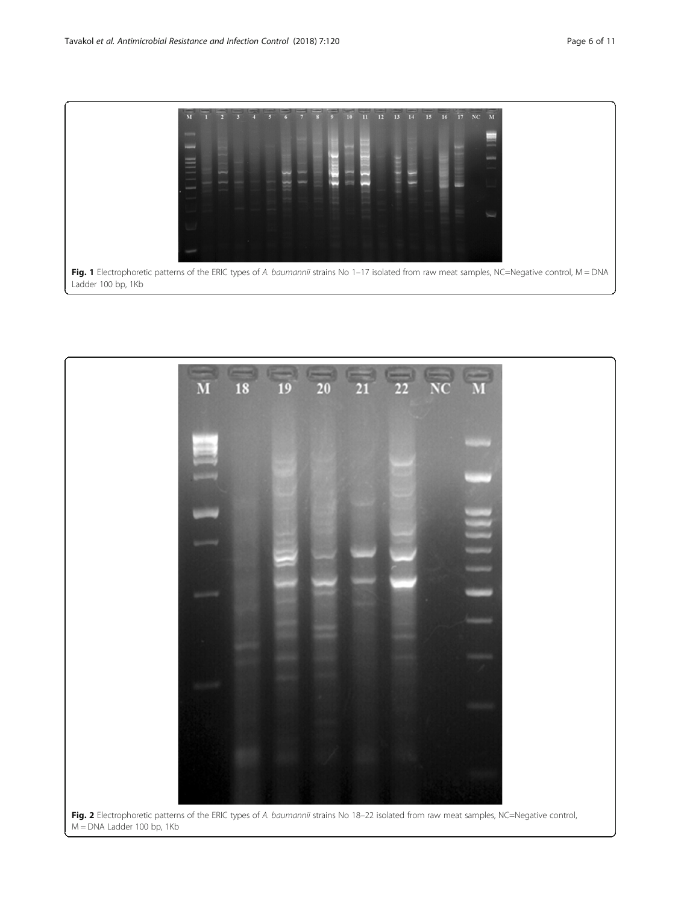**Fig. 1** Electrophoretic patterns of the ERIC types of *A. baumannii* strains No 1–17 isolated from raw meat samples, NC=Negative control, M = DNA Ladder 100 bp, 1Kb

**Fig. 2** Electrophoretic patterns of the ERIC types of *A. baumannii* strains No 18–22 isolated from raw meat samples, NC=Negative control, M = DNA Ladder 100 bp, 1Kb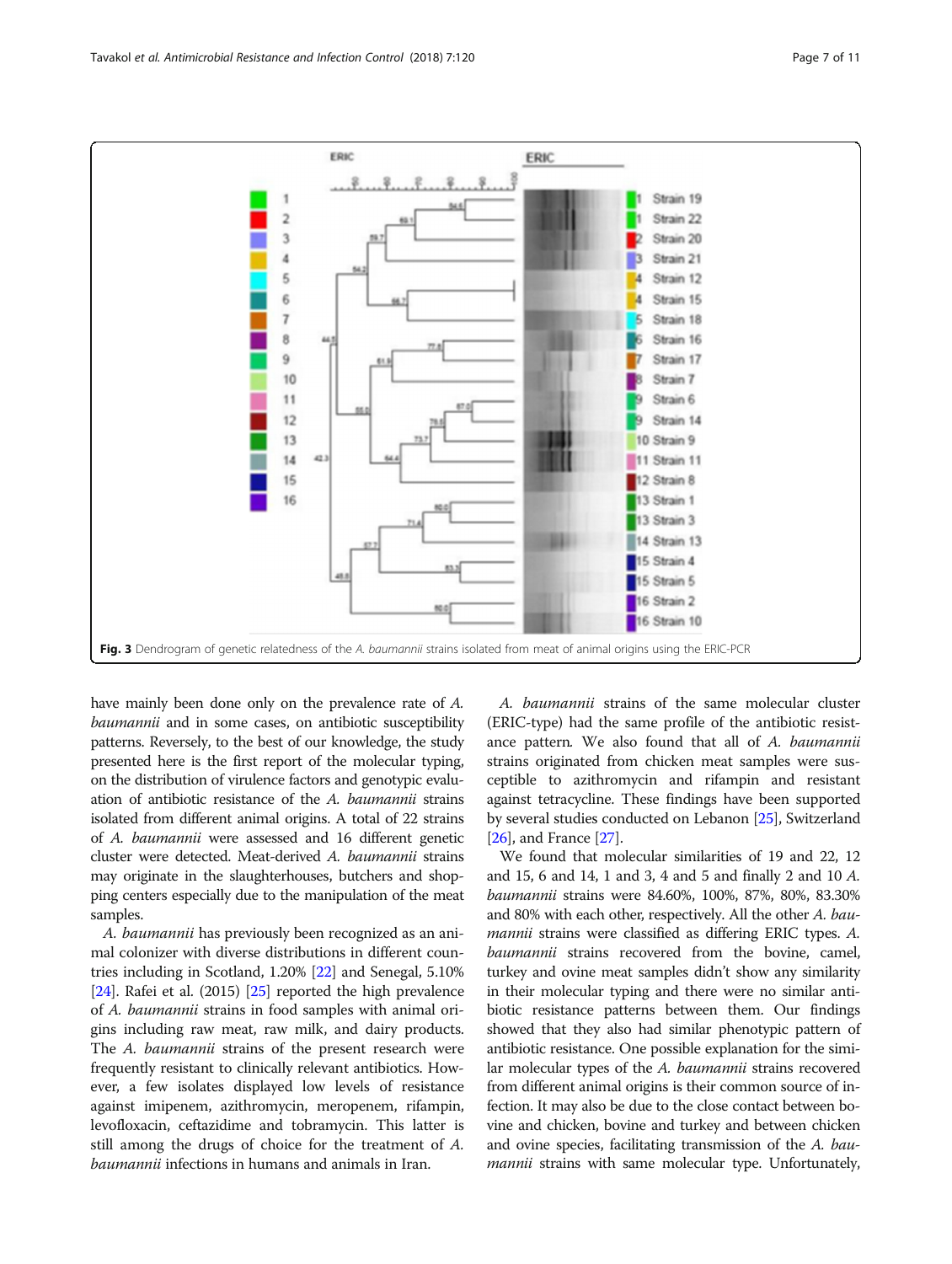**Fig. 3** Dendrogram of genetic relatedness of the *A. baumannii* strains isolated from meat of animal origins using the ERIC-PCR

have mainly been done only on the prevalence rate of *A. baumannii* and in some cases, on antibiotic susceptibility patterns. Reversely, to the best of our knowledge, the study presented here is the first report of the molecular typing, on the distribution of virulence factors and genotypic evaluation of antibiotic resistance of the *A. baumannii* strains isolated from different animal origins. A total of 22 strains of *A. baumannii* were assessed and 16 different genetic cluster were detected. Meat-derived *A. baumannii* strains may originate in the slaughterhouses, butchers and shopping centers especially due to the manipulation of the meat samples.

*A. baumannii* has previously been recognized as an animal colonizer with diverse distributions in different countries including in Scotland, 1.20% [22] and Senegal, 5.10% [24]. Rafei et al. (2015) [25] reported the high prevalence of *A. baumannii* strains in food samples with animal origins including raw meat, raw milk, and dairy products. The *A. baumannii* strains of the present research were frequently resistant to clinically relevant antibiotics. However, a few isolates displayed low levels of resistance against imipenem, azithromycin, meropenem, rifampin, levofloxacin, ceftazidime and tobramycin. This latter is still among the drugs of choice for the treatment of *A. baumannii* infections in humans and animals in Iran.

*A. baumannii* strains of the same molecular cluster (ERIC-type) had the same profile of the antibiotic resistance pattern. We also found that all of *A. baumannii* strains originated from chicken meat samples were susceptible to azithromycin and rifampin and resistant against tetracycline. These findings have been supported by several studies conducted on Lebanon [25], Switzerland [26], and France [27].

We found that molecular similarities of 19 and 22, 12 and 15, 6 and 14, 1 and 3, 4 and 5 and finally 2 and 10 *A. baumannii* strains were 84.60%, 100%, 87%, 80%, 83.30% and 80% with each other, respectively. All the other *A. baumannii* strains were classified as differing ERIC types. *A. baumannii* strains recovered from the bovine, camel, turkey and ovine meat samples didn't show any similarity in their molecular typing and there were no similar antibiotic resistance patterns between them. Our findings showed that they also had similar phenotypic pattern of antibiotic resistance. One possible explanation for the similar molecular types of the *A. baumannii* strains recovered from different animal origins is their common source of infection. It may also be due to the close contact between bovine and chicken, bovine and turkey and between chicken and ovine species, facilitating transmission of the *A. baumannii* strains with same molecular type. Unfortunately,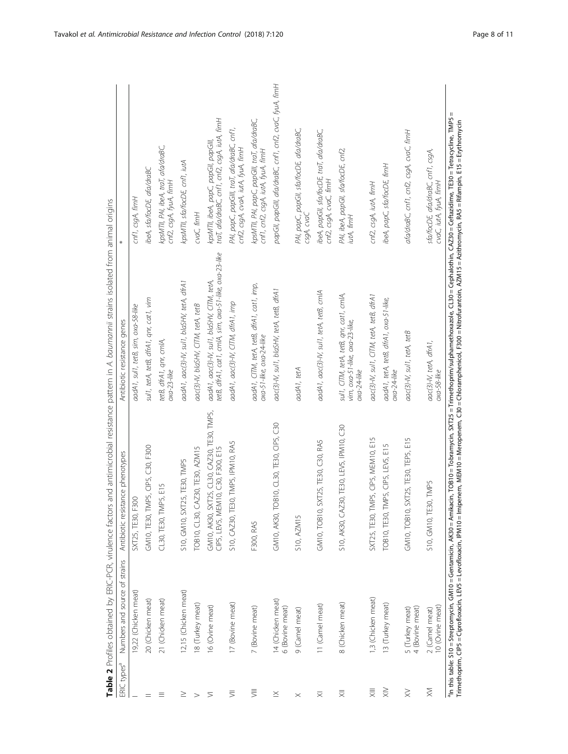**Table 2** Profiles obtained by ERIC-PCR, virulence factors and antimicrobial resistance pattern in *A. baumannii* strains isolated from animal origins

| ERIC types[a] | Numbers and source of strains | Antibiotic resistance phenotypes | Antibiotic resistance genes | a |
|---|---|---|---|---|
| I | 19,22 (Chicken meat) | SXT25, TE30, F300 | *aadA1, sul1, tetB, sim, oxa-58-like* | *cnf1, csgA, fimH* |
| II | 20 (Chicken meat) | GM10, TE30, TMP5, CIP5, C30, F300 | *sul1, tetA, tetB, dfrA1, qnr, cat1, vim* | *ibeA, sfa/focDE, afa/draBC* |
| III | 21 (Chicken meat) | CL30, TE30, TMP5, E15 | *tetB, dfrA1, qnr, cmlA, oxa-23-like* | *kpsMTII, PAI, ibeA, traT, afa/draBC, cnf2, csgA, fyuA, fimH* |
| IV | 12,15 (Chicken meat) | S10, GM10, SXT25, TE30, TMP5 | *aadA1, aac(3)-IV, sul1, blaSHV, tetA, dfrA1* | *kpsMTII, sfa/focDE, cnf1, iutA* |
| V | 18 (Turkey meat) | TOB10, CL30, CAZ30, TE30, AZM15 | *aac(3)-IV, blaSHV, CITM, tetA, tetB* | *cvaC, fimH* |
| VI | 16 (Ovine meat) | GM10, AK30, SXT25, CL30, CAZ30, TE30, TMP5, CIP5, LEV5, MEM10, C30, F300, E15 | *aadA1, aac(3)-IV, sul1, blaSHV, CITM, tetA, tetB, dfrA1, cat1, cmlA, sim, oxa-51-like, oxa-23-like* | *kpsMTII, ibeA, papC, papGII, papGIII, traT, afa/draBC, cnf1, cnf2, csgA, iutA, fimH* |
| VII | 17 (Bovine meat) | S10, CAZ30, TE30, TMP5, IPM10, RA5 | *aadA1, aac(3)-IV, CITM, dfrA1, imp* | *PAI, papC, papGIII, traT, afa/draBC, cnf1, cnf2, csgA, cvaA, iutA, fyuA, fimH* |
| VIII | 7 (Bovine meat) | F300, RA5 | *aadA1, CITM, tetA, tetB, dfrA1, cat1, imp, oxa-51-like, oxa-24-like* | *kpsMTII, PAI, papC, papGII, traT, afa/draBC, cnf1, cnf2, csgA, iutA, fyuA, fimH* |
| IX | 14 (Chicken meat) 6 (Bovine meat) | GM10, AK30, TOB10, CL30, TE30, CIP5, C30 | *aac(3)-IV, sul1, blaSHV, tetA, tetB, dfrA1* | *papGII, papGIII, afa/draBC, cnf1, cnf2, cvaC, fyuA, fimH* |
| X | 9 (Camel meat) | S10, AZM15 | *aadA1, tetA* | *PAI, papC, papGII, sfa/focDE, afa/draBC, csgA, cvaC* |
| XI | 11 (Camel meat) | GM10, TOB10, SXT25, TE30, C30, RA5 | *aadA1, aac(3)-IV, sul1, tetA, tetB, cmlA* | *ibeA, papGII, sfa/focDE, traT, afa/draBC, cnf2, csgA, cvaC, fimH* |
| XII | 8 (Chicken meat) | S10, AK30, CAZ30, TE30, LEV5, IPM10, C30 | *sul1, CITM, tetA, tetB, qnr, cat1, cmlA, vim, oxa-51-like, oxa-23-like, oxa-24-like* | *PAI, ibeA, papGII, sfa/focDE, cnf2, iutA, fimH* |
| XIII | 1,3 (Chicken meat) | SXT25, TE30, TMP5, CIP5, MEM10, E15 | *aac(3)-IV, sul1, CITM, tetA, tetB, dfrA1* | *cnf2, csgA, iutA, fimH* |
| XIV | 13 (Turkey meat) | TOB10, TE30, TMP5, CIP5, LEV5, E15 | *aadA1, tetA, tetB, dfrA1, oxa-51-like, oxa-24-like* | *ibeA, papC, sfa/focDE, fimH* |
| XV | 5 (Turkey meat) 4 (Bovine meat) | GM10, TOB10, SXT25, TE30, TEP5, E15 | *aac(3)-IV, sul1, tetA, tetB* | *afa/draBC, cnf1, cnf2, csgA, cvaC, fimH* |
| XVI | 2 (Camel meat) 10 (Ovine meat) | S10, GM10, TE30, TMP5 | *aac(3)-IV, tetA, dfrA1, oxa-58-like* | *sfa/focDE, afa/draBC, cnf1, csgA, cvaC, iutA, fyuA, fimH* |

[a]In this table: S10 = Streptomycin, GM10 = Gentamicin, AK30 = Amikacin, TOB10 = Tobramycin, SXT25 = Trimethoprim/sulphamethoxazole, CL30 = Cephalothin, CAZ30 = Ceftazidime, TE30 = Tetracycline, TMP5 = Trimethoprim, CIP5 = Ciprofloxacin, LEV5 = Levofloxacin, IPM10 = Imipenem, MEM10 = Meropenem, C30 = Chloramphenicol, F300 = Nitrofurantoin, AZM15 = Azithromycin, RA5 = Rifampin, E15 = Erythromycin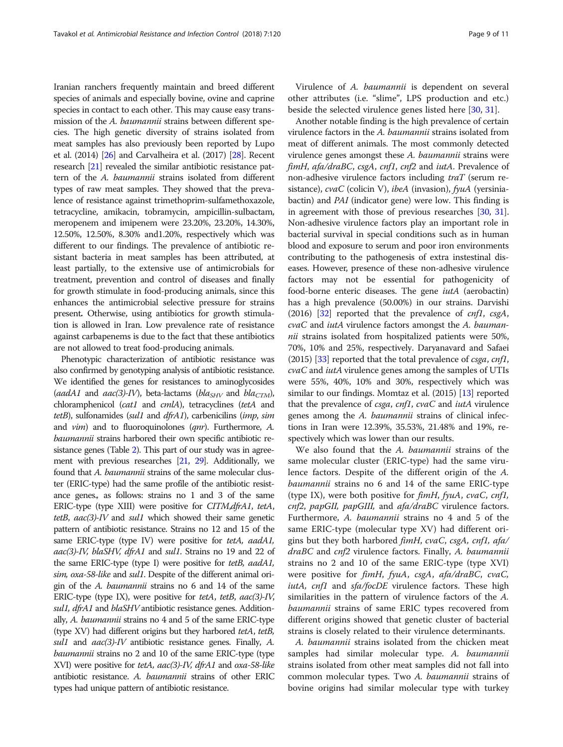Iranian ranchers frequently maintain and breed different species of animals and especially bovine, ovine and caprine species in contact to each other. This may cause easy transmission of the *A. baumannii* strains between different species. The high genetic diversity of strains isolated from meat samples has also previously been reported by Lupo et al. (2014) [26] and Carvalheira et al. (2017) [28]. Recent research [21] revealed the similar antibiotic resistance pattern of the *A. baumannii* strains isolated from different types of raw meat samples. They showed that the prevalence of resistance against trimethoprim-sulfamethoxazole, tetracycline, amikacin, tobramycin, ampicillin-sulbactam, meropenem and imipenem were 23.20%, 23.20%, 14.30%, 12.50%, 12.50%, 8.30% and1.20%, respectively which was different to our findings. The prevalence of antibiotic resistant bacteria in meat samples has been attributed, at least partially, to the extensive use of antimicrobials for treatment, prevention and control of diseases and finally for growth stimulate in food-producing animals, since this enhances the antimicrobial selective pressure for strains present. Otherwise, using antibiotics for growth stimulation is allowed in Iran. Low prevalence rate of resistance against carbapenems is due to the fact that these antibiotics are not allowed to treat food-producing animals.

Phenotypic characterization of antibiotic resistance was also confirmed by genotyping analysis of antibiotic resistance. We identified the genes for resistances to aminoglycosides (*aadA1* and *aac(3)-IV*), beta-lactams ($bla_{SHV}$ and $bla_{CTM}$), chloramphenicol (*cat1* and *cmlA*), tetracyclines (*tetA* and *tetB*), sulfonamides (*sul1* and *dfrA1*), carbenicilins (*imp*, *sim* and *vim*) and to fluoroquinolones (*qnr*). Furthermore, *A. baumannii* strains harbored their own specific antibiotic resistance genes (Table 2). This part of our study was in agreement with previous researches [21, 29]. Additionally, we found that *A. baumannii* strains of the same molecular cluster (ERIC-type) had the same profile of the antibiotic resistance genes., as follows: strains no 1 and 3 of the same ERIC-type (type XIII) were positive for *CITM*,*dfrA1*, *tetA*, *tetB*, *aac(3)-IV* and *sul1* which showed their same genetic pattern of antibiotic resistance. Strains no 12 and 15 of the same ERIC-type (type IV) were positive for *tetA, aadA1, aac(3)-IV, blaSHV, dfrA1* and *sul1*. Strains no 19 and 22 of the same ERIC-type (type I) were positive for *tetB, aadA1, sim, oxa-58-like* and *sul1*. Despite of the different animal origin of the *A. baumannii* strains no 6 and 14 of the same ERIC-type (type IX), were positive for *tetA*, *tetB*, *aac(3)-IV, sul1, dfrA1* and *blaSHV* antibiotic resistance genes. Additionally, *A. baumannii* strains no 4 and 5 of the same ERIC-type (type XV) had different origins but they harbored *tetA*, *tetB, sul1* and *aac(3)-IV* antibiotic resistance genes. Finally, *A. baumannii* strains no 2 and 10 of the same ERIC-type (type XVI) were positive for *tetA, aac(3)-IV, dfrA1* and *oxa-58-like* antibiotic resistance. *A. baumannii* strains of other ERIC types had unique pattern of antibiotic resistance.

Virulence of *A. baumannii* is dependent on several other attributes (i.e. "slime", LPS production and etc.) beside the selected virulence genes listed here [30, 31].

Another notable finding is the high prevalence of certain virulence factors in the *A. baumannii* strains isolated from meat of different animals. The most commonly detected virulence genes amongst these *A. baumannii* strains were *fimH*, *afa/draBC*, *csgA*, *cnf1*, *cnf2* and *iutA*. Prevalence of non-adhesive virulence factors including *traT* (serum resistance), *cvaC* (colicin V), *ibeA* (invasion), *fyuA* (yersiniabactin) and *PAI* (indicator gene) were low. This finding is in agreement with those of previous researches [30, 31]. Non-adhesive virulence factors play an important role in bacterial survival in special conditions such as in human blood and exposure to serum and poor iron environments contributing to the pathogenesis of extra instestinal diseases. However, presence of these non-adhesive virulence factors may not be essential for pathogenicity of food-borne enteric diseases. The gene *iutA* (aerobactin) has a high prevalence (50.00%) in our strains. Darvishi (2016) [32] reported that the prevalence of *cnf1*, *csgA*, *cvaC* and *iutA* virulence factors amongst the *A. baumannii* strains isolated from hospitalized patients were 50%, 70%, 10% and 25%, respectively. Daryanavard and Safaei (2015) [33] reported that the total prevalence of *csga*, *cnf1*, *cvaC* and *iutA* virulence genes among the samples of UTIs were 55%, 40%, 10% and 30%, respectively which was similar to our findings. Momtaz et al. (2015) [13] reported that the prevalence of *csga*, *cnf1*, *cvaC* and *iutA* virulence genes among the *A. baumannii* strains of clinical infections in Iran were 12.39%, 35.53%, 21.48% and 19%, respectively which was lower than our results.

We also found that the *A. baumannii* strains of the same molecular cluster (ERIC-type) had the same virulence factors. Despite of the different origin of the *A. baumannii* strains no 6 and 14 of the same ERIC-type (type IX), were both positive for *fimH*, *fyuA*, *cvaC*, *cnf1, cnf2*, *papGII, papGIII,* and *afa/draBC* virulence factors. Furthermore, *A. baumannii* strains no 4 and 5 of the same ERIC-type (molecular type XV) had different origins but they both harbored *fimH*, *cvaC*, *csgA*, *cnf1, afa/draBC* and *cnf2* virulence factors. Finally, *A. baumannii* strains no 2 and 10 of the same ERIC-type (type XVI) were positive for *fimH*, *fyuA*, *csgA*, *afa/draBC*, *cvaC, iutA, cnf1* and *sfa/focDE* virulence factors. These high similarities in the pattern of virulence factors of the *A. baumannii* strains of same ERIC types recovered from different origins showed that genetic cluster of bacterial strains is closely related to their virulence determinants.

*A. baumannii* strains isolated from the chicken meat samples had similar molecular type. *A. baumannii* strains isolated from other meat samples did not fall into common molecular types. Two *A. baumannii* strains of bovine origins had similar molecular type with turkey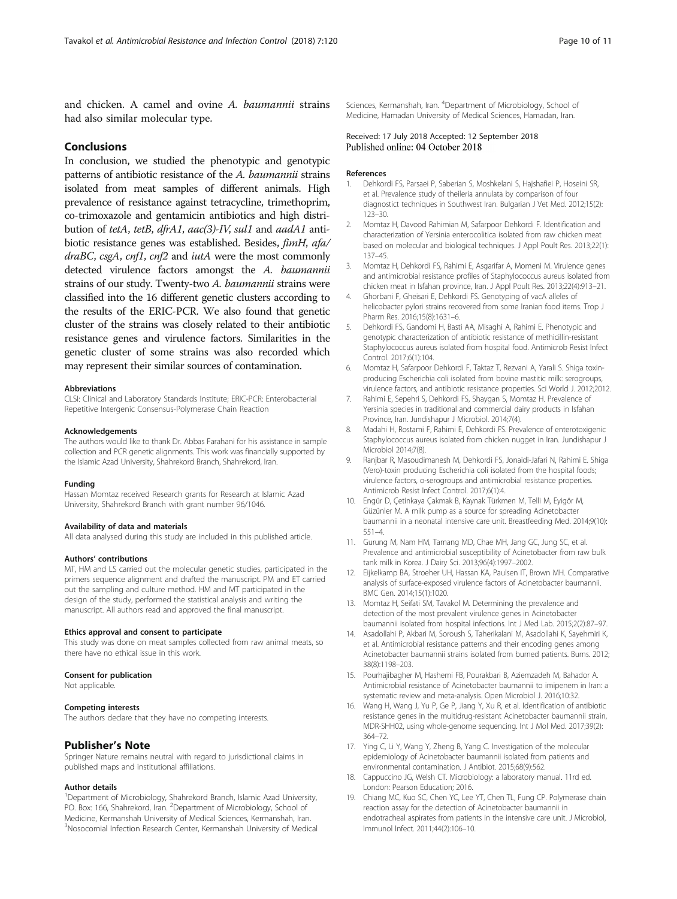and chicken. A camel and ovine *A. baumannii* strains had also similar molecular type.

## Conclusions

In conclusion, we studied the phenotypic and genotypic patterns of antibiotic resistance of the *A. baumannii* strains isolated from meat samples of different animals. High prevalence of resistance against tetracycline, trimethoprim, co-trimoxazole and gentamicin antibiotics and high distribution of *tetA*, *tetB*, *dfrA1*, *aac(3)-IV*, *sul1* and *aadA1* antibiotic resistance genes was established. Besides, *fimH*, *afa/draBC*, *csgA*, *cnf1*, *cnf2* and *iutA* were the most commonly detected virulence factors amongst the *A. baumannii* strains of our study. Twenty-two *A. baumannii* strains were classified into the 16 different genetic clusters according to the results of the ERIC-PCR. We also found that genetic cluster of the strains was closely related to their antibiotic resistance genes and virulence factors. Similarities in the genetic cluster of some strains was also recorded which may represent their similar sources of contamination.

### Abbreviations

CLSI: Clinical and Laboratory Standards Institute; ERIC-PCR: Enterobacterial Repetitive Intergenic Consensus-Polymerase Chain Reaction

### Acknowledgements

The authors would like to thank Dr. Abbas Farahani for his assistance in sample collection and PCR genetic alignments. This work was financially supported by the Islamic Azad University, Shahrekord Branch, Shahrekord, Iran.

### Funding

Hassan Momtaz received Research grants for Research at Islamic Azad University, Shahrekord Branch with grant number 96/1046.

### Availability of data and materials

All data analysed during this study are included in this published article.

### Authors' contributions

MT, HM and LS carried out the molecular genetic studies, participated in the primers sequence alignment and drafted the manuscript. PM and ET carried out the sampling and culture method. HM and MT participated in the design of the study, performed the statistical analysis and writing the manuscript. All authors read and approved the final manuscript.

### Ethics approval and consent to participate

This study was done on meat samples collected from raw animal meats, so there have no ethical issue in this work.

### Consent for publication

Not applicable.

### Competing interests

The authors declare that they have no competing interests.

## Publisher's Note

Springer Nature remains neutral with regard to jurisdictional claims in published maps and institutional affiliations.

### Author details

[1]Department of Microbiology, Shahrekord Branch, Islamic Azad University, PO. Box: 166, Shahrekord, Iran. [2]Department of Microbiology, School of Medicine, Kermanshah University of Medical Sciences, Kermanshah, Iran. [3]Nosocomial Infection Research Center, Kermanshah University of Medical Sciences, Kermanshah, Iran. [4]Department of Microbiology, School of Medicine, Hamadan University of Medical Sciences, Hamadan, Iran.

Received: 17 July 2018 Accepted: 12 September 2018
Published online: 04 October 2018

### References

1. Dehkordi FS, Parsaei P, Saberian S, Moshkelani S, Hajshafiei P, Hoseini SR, et al. Prevalence study of theileria annulata by comparison of four diagnostic techniques in Southwest Iran. Bulgarian J Vet Med. 2012;15(2): 123–30.
2. Momtaz H, Davood Rahimian M, Safarpoor Dehkordi F. Identification and characterization of Yersinia enterocolitica isolated from raw chicken meat based on molecular and biological techniques. J Appl Poult Res. 2013;22(1): 137–45.
3. Momtaz H, Dehkordi FS, Rahimi E, Asgarifar A, Momeni M. Virulence genes and antimicrobial resistance profiles of Staphylococcus aureus isolated from chicken meat in Isfahan province, Iran. J Appl Poult Res. 2013;22(4):913–21.
4. Ghorbani F, Gheisari E, Dehkordi FS. Genotyping of vacA alleles of helicobacter pylori strains recovered from some Iranian food items. Trop J Pharm Res. 2016;15(8):1631–6.
5. Dehkordi FS, Gandomi H, Basti AA, Misaghi A, Rahimi E. Phenotypic and genotypic characterization of antibiotic resistance of methicillin-resistant Staphylococcus aureus isolated from hospital food. Antimicrob Resist Infect Control. 2017;6(1):104.
6. Momtaz H, Safarpoor Dehkordi F, Taktaz T, Rezvani A, Yarali S. Shiga toxin-producing Escherichia coli isolated from bovine mastitic milk: serogroups, virulence factors, and antibiotic resistance properties. Sci World J. 2012;2012.
7. Rahimi E, Sepehri S, Dehkordi FS, Shaygan S, Momtaz H. Prevalence of Yersinia species in traditional and commercial dairy products in Isfahan Province, Iran. Jundishapur J Microbiol. 2014;7(4).
8. Madahi H, Rostami F, Rahimi E, Dehkordi FS. Prevalence of enterotoxigenic Staphylococcus aureus isolated from chicken nugget in Iran. Jundishapur J Microbiol 2014;7(8).
9. Ranjbar R, Masoudimanesh M, Dehkordi FS, Jonaidi-Jafari N, Rahimi E. Shiga (Vero)-toxin producing Escherichia coli isolated from the hospital foods; virulence factors, o-serogroups and antimicrobial resistance properties. Antimicrob Resist Infect Control. 2017;6(1):4.
10. Engür D, Çetinkaya Çakmak B, Kaynak Türkmen M, Telli M, Eyigör M, Güzünler M. A milk pump as a source for spreading Acinetobacter baumannii in a neonatal intensive care unit. Breastfeeding Med. 2014;9(10): 551–4.
11. Gurung M, Nam HM, Tamang MD, Chae MH, Jang GC, Jung SC, et al. Prevalence and antimicrobial susceptibility of Acinetobacter from raw bulk tank milk in Korea. J Dairy Sci. 2013;96(4):1997–2002.
12. Eijkelkamp BA, Stroeher UH, Hassan KA, Paulsen IT, Brown MH. Comparative analysis of surface-exposed virulence factors of Acinetobacter baumannii. BMC Gen. 2014;15(1):1020.
13. Momtaz H, Seifati SM, Tavakol M. Determining the prevalence and detection of the most prevalent virulence genes in Acinetobacter baumannii isolated from hospital infections. Int J Med Lab. 2015;2(2):87–97.
14. Asadollahi P, Akbari M, Soroush S, Taherikalani M, Asadollahi K, Sayehmiri K, et al. Antimicrobial resistance patterns and their encoding genes among Acinetobacter baumannii strains isolated from burned patients. Burns. 2012; 38(8):1198–203.
15. Pourhajibagher M, Hashemi FB, Pourakbari B, Aziemzadeh M, Bahador A. Antimicrobial resistance of Acinetobacter baumannii to imipenem in Iran: a systematic review and meta-analysis. Open Microbiol J. 2016;10:32.
16. Wang H, Wang J, Yu P, Ge P, Jiang Y, Xu R, et al. Identification of antibiotic resistance genes in the multidrug-resistant Acinetobacter baumannii strain, MDR-SHH02, using whole-genome sequencing. Int J Mol Med. 2017;39(2): 364–72.
17. Ying C, Li Y, Wang Y, Zheng B, Yang C. Investigation of the molecular epidemiology of Acinetobacter baumannii isolated from patients and environmental contamination. J Antibiot. 2015;68(9):562.
18. Cappuccino JG, Welsh CT. Microbiology: a laboratory manual. 11rd ed. London: Pearson Education; 2016.
19. Chiang MC, Kuo SC, Chen YC, Lee YT, Chen TL, Fung CP. Polymerase chain reaction assay for the detection of Acinetobacter baumannii in endotracheal aspirates from patients in the intensive care unit. J Microbiol, Immunol Infect. 2011;44(2):106–10.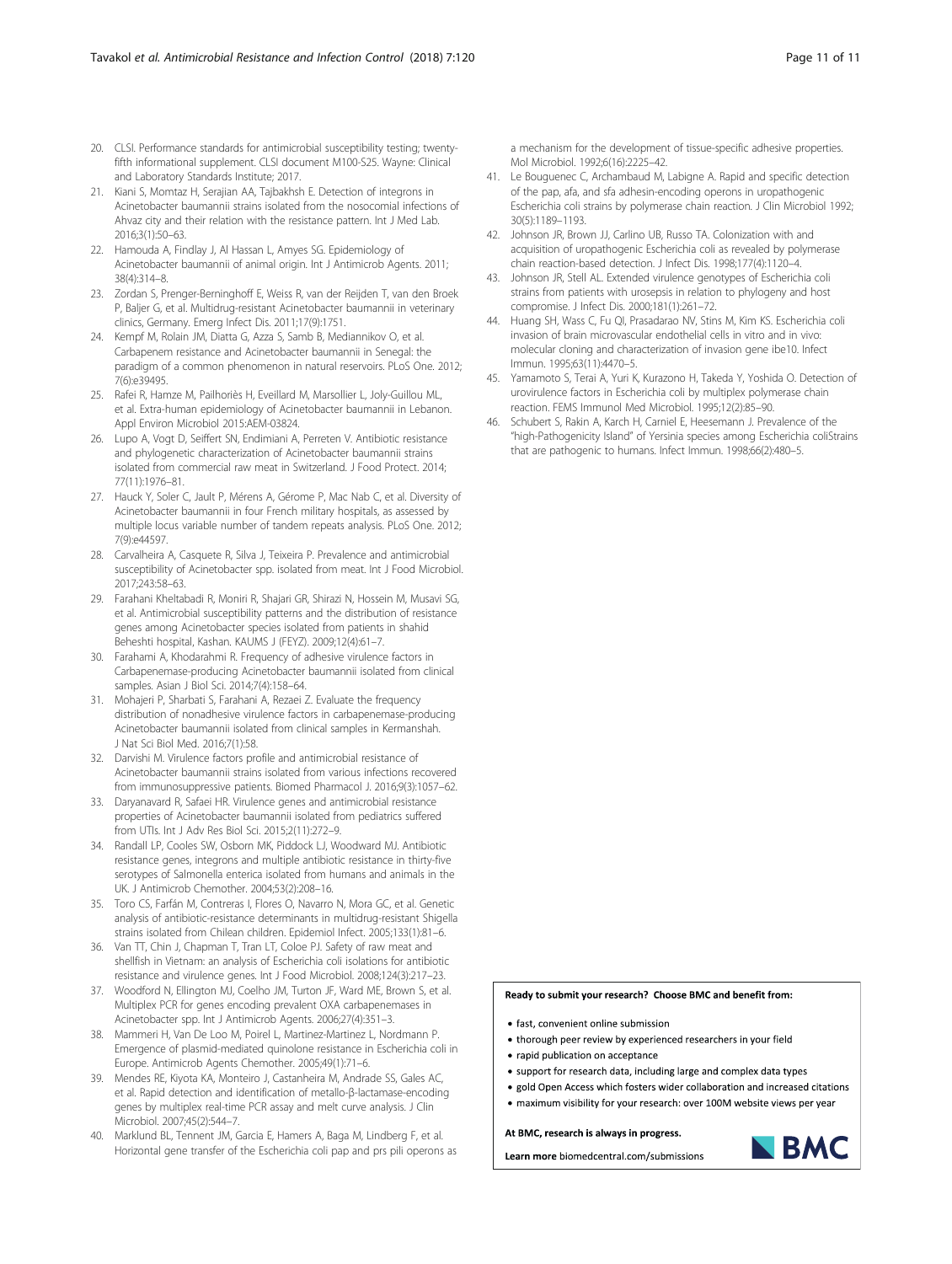20. CLSI. Performance standards for antimicrobial susceptibility testing; twenty-fifth informational supplement. CLSI document M100-S25. Wayne: Clinical and Laboratory Standards Institute; 2017.
21. Kiani S, Momtaz H, Serajian AA, Tajbakhsh E. Detection of integrons in Acinetobacter baumannii strains isolated from the nosocomial infections of Ahvaz city and their relation with the resistance pattern. Int J Med Lab. 2016;3(1):50–63.
22. Hamouda A, Findlay J, Al Hassan L, Amyes SG. Epidemiology of Acinetobacter baumannii of animal origin. Int J Antimicrob Agents. 2011; 38(4):314–8.
23. Zordan S, Prenger-Berninghoff E, Weiss R, van der Reijden T, van den Broek P, Baljer G, et al. Multidrug-resistant Acinetobacter baumannii in veterinary clinics, Germany. Emerg Infect Dis. 2011;17(9):1751.
24. Kempf M, Rolain JM, Diatta G, Azza S, Samb B, Mediannikov O, et al. Carbapenem resistance and Acinetobacter baumannii in Senegal: the paradigm of a common phenomenon in natural reservoirs. PLoS One. 2012; 7(6):e39495.
25. Rafei R, Hamze M, Pailhoriès H, Eveillard M, Marsollier L, Joly-Guillou ML, et al. Extra-human epidemiology of Acinetobacter baumannii in Lebanon. Appl Environ Microbiol 2015:AEM-03824.
26. Lupo A, Vogt D, Seiffert SN, Endimiani A, Perreten V. Antibiotic resistance and phylogenetic characterization of Acinetobacter baumannii strains isolated from commercial raw meat in Switzerland. J Food Protect. 2014; 77(11):1976–81.
27. Hauck Y, Soler C, Jault P, Mérens A, Gérome P, Mac Nab C, et al. Diversity of Acinetobacter baumannii in four French military hospitals, as assessed by multiple locus variable number of tandem repeats analysis. PLoS One. 2012; 7(9):e44597.
28. Carvalheira A, Casquete R, Silva J, Teixeira P. Prevalence and antimicrobial susceptibility of Acinetobacter spp. isolated from meat. Int J Food Microbiol. 2017;243:58–63.
29. Farahani Kheltabadi R, Moniri R, Shajari GR, Shirazi N, Hossein M, Musavi SG, et al. Antimicrobial susceptibility patterns and the distribution of resistance genes among Acinetobacter species isolated from patients in shahid Beheshti hospital, Kashan. KAUMS J (FEYZ). 2009;12(4):61–7.
30. Farahami A, Khodarahmi R. Frequency of adhesive virulence factors in Carbapenemase-producing Acinetobacter baumannii isolated from clinical samples. Asian J Biol Sci. 2014;7(4):158–64.
31. Mohajeri P, Sharbati S, Farahani A, Rezaei Z. Evaluate the frequency distribution of nonadhesive virulence factors in carbapenemase-producing Acinetobacter baumannii isolated from clinical samples in Kermanshah. J Nat Sci Biol Med. 2016;7(1):58.
32. Darvishi M. Virulence factors profile and antimicrobial resistance of Acinetobacter baumannii strains isolated from various infections recovered from immunosuppressive patients. Biomed Pharmacol J. 2016;9(3):1057–62.
33. Daryanavard R, Safaei HR. Virulence genes and antimicrobial resistance properties of Acinetobacter baumannii isolated from pediatrics suffered from UTIs. Int J Adv Res Biol Sci. 2015;2(11):272–9.
34. Randall LP, Cooles SW, Osborn MK, Piddock LJ, Woodward MJ. Antibiotic resistance genes, integrons and multiple antibiotic resistance in thirty-five serotypes of Salmonella enterica isolated from humans and animals in the UK. J Antimicrob Chemother. 2004;53(2):208–16.
35. Toro CS, Farfán M, Contreras I, Flores O, Navarro N, Mora GC, et al. Genetic analysis of antibiotic-resistance determinants in multidrug-resistant Shigella strains isolated from Chilean children. Epidemiol Infect. 2005;133(1):81–6.
36. Van TT, Chin J, Chapman T, Tran LT, Coloe PJ. Safety of raw meat and shellfish in Vietnam: an analysis of Escherichia coli isolations for antibiotic resistance and virulence genes. Int J Food Microbiol. 2008;124(3):217–23.
37. Woodford N, Ellington MJ, Coelho JM, Turton JF, Ward ME, Brown S, et al. Multiplex PCR for genes encoding prevalent OXA carbapenemases in Acinetobacter spp. Int J Antimicrob Agents. 2006;27(4):351–3.
38. Mammeri H, Van De Loo M, Poirel L, Martinez-Martinez L, Nordmann P. Emergence of plasmid-mediated quinolone resistance in Escherichia coli in Europe. Antimicrob Agents Chemother. 2005;49(1):71–6.
39. Mendes RE, Kiyota KA, Monteiro J, Castanheira M, Andrade SS, Gales AC, et al. Rapid detection and identification of metallo-β-lactamase-encoding genes by multiplex real-time PCR assay and melt curve analysis. J Clin Microbiol. 2007;45(2):544–7.
40. Marklund BL, Tennent JM, Garcia E, Hamers A, Baga M, Lindberg F, et al. Horizontal gene transfer of the Escherichia coli pap and prs pili operons as a mechanism for the development of tissue-specific adhesive properties. Mol Microbiol. 1992;6(16):2225–42.
41. Le Bouguenec C, Archambaud M, Labigne A. Rapid and specific detection of the pap, afa, and sfa adhesin-encoding operons in uropathogenic Escherichia coli strains by polymerase chain reaction. J Clin Microbiol 1992; 30(5):1189–1193.
42. Johnson JR, Brown JJ, Carlino UB, Russo TA. Colonization with and acquisition of uropathogenic Escherichia coli as revealed by polymerase chain reaction-based detection. J Infect Dis. 1998;177(4):1120–4.
43. Johnson JR, Stell AL. Extended virulence genotypes of Escherichia coli strains from patients with urosepsis in relation to phylogeny and host compromise. J Infect Dis. 2000;181(1):261–72.
44. Huang SH, Wass C, Fu QI, Prasadarao NV, Stins M, Kim KS. Escherichia coli invasion of brain microvascular endothelial cells in vitro and in vivo: molecular cloning and characterization of invasion gene ibe10. Infect Immun. 1995;63(11):4470–5.
45. Yamamoto S, Terai A, Yuri K, Kurazono H, Takeda Y, Yoshida O. Detection of urovirulence factors in Escherichia coli by multiplex polymerase chain reaction. FEMS Immunol Med Microbiol. 1995;12(2):85–90.
46. Schubert S, Rakin A, Karch H, Carniel E, Heesemann J. Prevalence of the "high-Pathogenicity Island" of Yersinia species among Escherichia coliStrains that are pathogenic to humans. Infect Immun. 1998;66(2):480–5.

**Ready to submit your research? Choose BMC and benefit from:**

- fast, convenient online submission
- thorough peer review by experienced researchers in your field
- rapid publication on acceptance
- support for research data, including large and complex data types
- gold Open Access which fosters wider collaboration and increased citations
- maximum visibility for your research: over 100M website views per year

**At BMC, research is always in progress.**

**Learn more** biomedcentral.com/submissions

BMC